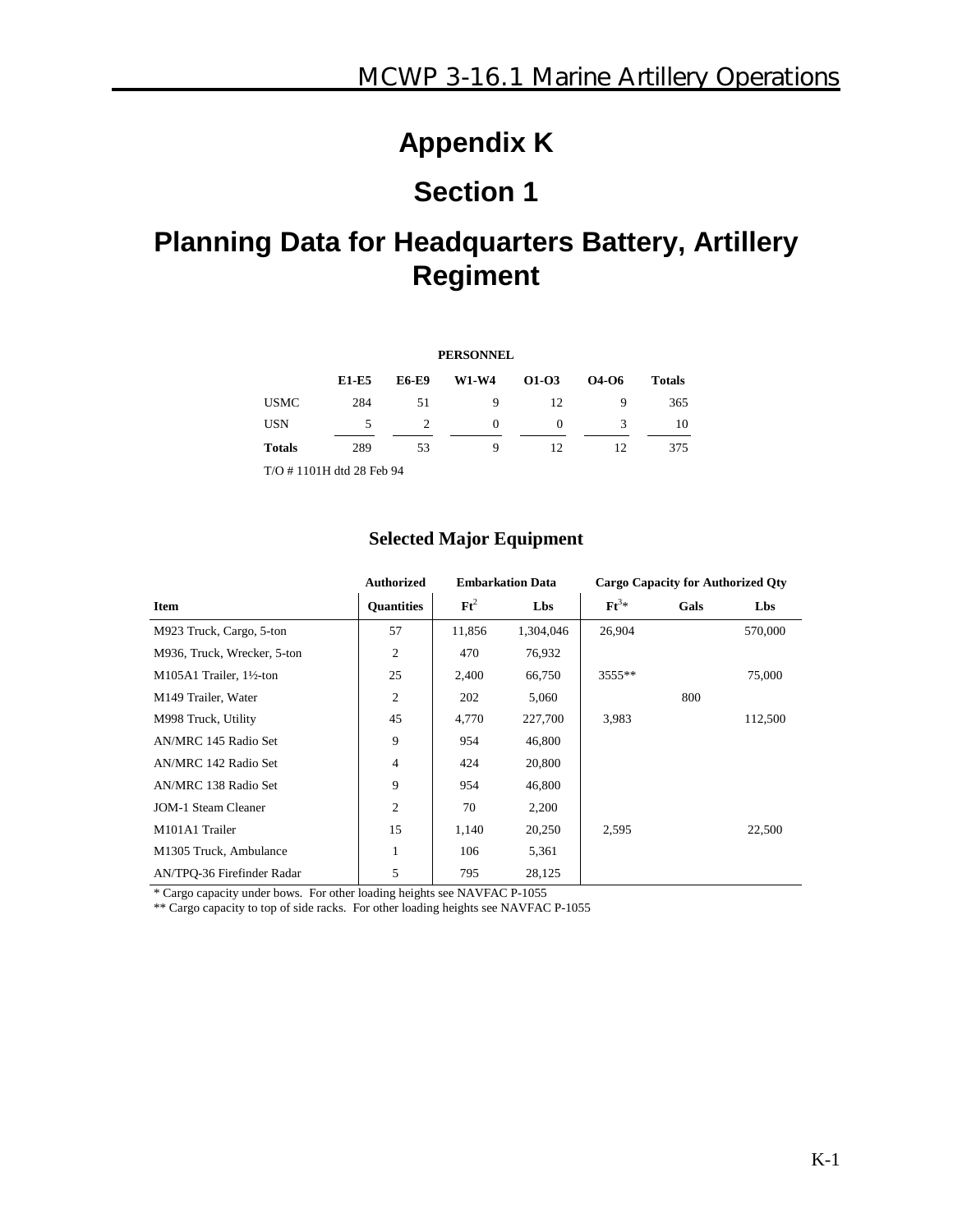# Appendix K

# Section 1

# Planning Data for Headquarters Battery, Artillery Regiment

**PERSONNEL**

| | E1-E5 | E6-E9 | W1-W4 | O1-O3 | O4-O6 | Totals |
|---|---|---|---|---|---|---|
| USMC | 284 | 51 | 9 | 12 | 9 | 365 |
| USN | 5 | 2 | 0 | 0 | 3 | 10 |
| **Totals** | 289 | 53 | 9 | 12 | 12 | 375 |

T/O # 1101H dtd 28 Feb 94

### Selected Major Equipment

| | Authorized | Embarkation Data | | Cargo Capacity for Authorized Qty | | |
|---|---|---|---|---|---|---|
| **Item** | **Quantities** | **$Ft^2$** | **Lbs** | **$Ft^3$\*** | **Gals** | **Lbs** |
| M923 Truck, Cargo, 5-ton | 57 | 11,856 | 1,304,046 | 26,904 | | 570,000 |
| M936, Truck, Wrecker, 5-ton | 2 | 470 | 76,932 | | | |
| M105A1 Trailer, 1½-ton | 25 | 2,400 | 66,750 | 3555** | | 75,000 |
| M149 Trailer, Water | 2 | 202 | 5,060 | | 800 | |
| M998 Truck, Utility | 45 | 4,770 | 227,700 | 3,983 | | 112,500 |
| AN/MRC 145 Radio Set | 9 | 954 | 46,800 | | | |
| AN/MRC 142 Radio Set | 4 | 424 | 20,800 | | | |
| AN/MRC 138 Radio Set | 9 | 954 | 46,800 | | | |
| JOM-1 Steam Cleaner | 2 | 70 | 2,200 | | | |
| M101A1 Trailer | 15 | 1,140 | 20,250 | 2,595 | | 22,500 |
| M1305 Truck, Ambulance | 1 | 106 | 5,361 | | | |
| AN/TPQ-36 Firefinder Radar | 5 | 795 | 28,125 | | | |

\* Cargo capacity under bows. For other loading heights see NAVFAC P-1055

** Cargo capacity to top of side racks. For other loading heights see NAVFAC P-1055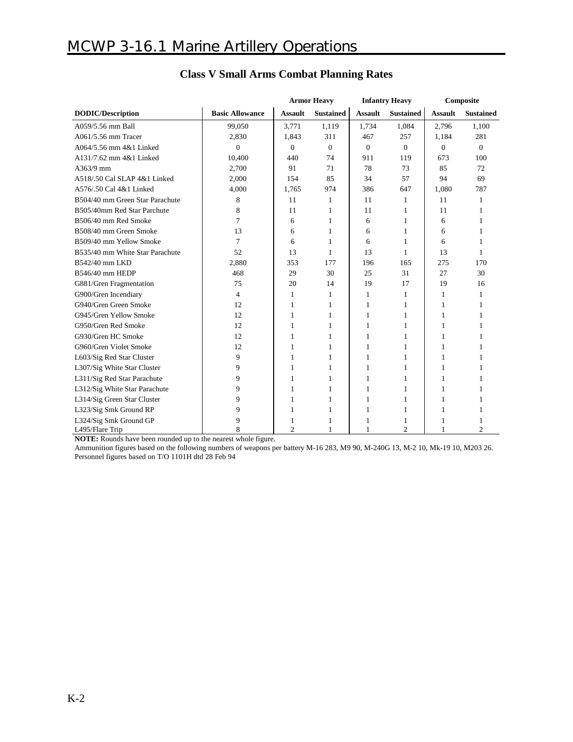## Class V Small Arms Combat Planning Rates

| | | Armor Heavy | | Infantry Heavy | | Composite | |
|---|---|---|---|---|---|---|---|
| **DODIC/Description** | **Basic Allowance** | **Assault** | **Sustained** | **Assault** | **Sustained** | **Assault** | **Sustained** |
| A059/5.56 mm Ball | 99,050 | 3,771 | 1,119 | 1,734 | 1,084 | 2,796 | 1,100 |
| A061/5.56 mm Tracer | 2,830 | 1,843 | 311 | 467 | 257 | 1,184 | 281 |
| A064/5.56 mm 4&1 Linked | 0 | 0 | 0 | 0 | 0 | 0 | 0 |
| A131/7.62 mm 4&1 Linked | 10,400 | 440 | 74 | 911 | 119 | 673 | 100 |
| A363/9 mm | 2,700 | 91 | 71 | 78 | 73 | 85 | 72 |
| A518/.50 Cal SLAP 4&1 Linked | 2,000 | 154 | 85 | 34 | 57 | 94 | 69 |
| A576/.50 Cal 4&1 Linked | 4,000 | 1,765 | 974 | 386 | 647 | 1,080 | 787 |
| B504/40 mm Green Star Parachute | 8 | 11 | 1 | 11 | 1 | 11 | 1 |
| B505/40mm Red Star Parchute | 8 | 11 | 1 | 11 | 1 | 11 | 1 |
| B506/40 mm Red Smoke | 7 | 6 | 1 | 6 | 1 | 6 | 1 |
| B508/40 mm Green Smoke | 13 | 6 | 1 | 6 | 1 | 6 | 1 |
| B509/40 mm Yellow Smoke | 7 | 6 | 1 | 6 | 1 | 6 | 1 |
| B535/40 mm White Star Parachute | 52 | 13 | 1 | 13 | 1 | 13 | 1 |
| B542/40 mm LKD | 2,880 | 353 | 177 | 196 | 165 | 275 | 170 |
| B546/40 mm HEDP | 468 | 29 | 30 | 25 | 31 | 27 | 30 |
| G881/Gren Fragmentation | 75 | 20 | 14 | 19 | 17 | 19 | 16 |
| G900/Gren Incendiary | 4 | 1 | 1 | 1 | 1 | 1 | 1 |
| G940/Gren Green Smoke | 12 | 1 | 1 | 1 | 1 | 1 | 1 |
| G945/Gren Yellow Smoke | 12 | 1 | 1 | 1 | 1 | 1 | 1 |
| G950/Gren Red Smoke | 12 | 1 | 1 | 1 | 1 | 1 | 1 |
| G930/Gren HC Smoke | 12 | 1 | 1 | 1 | 1 | 1 | 1 |
| G960/Gren Violet Smoke | 12 | 1 | 1 | 1 | 1 | 1 | 1 |
| L603/Sig Red Star Cluster | 9 | 1 | 1 | 1 | 1 | 1 | 1 |
| L307/Sig White Star Cluster | 9 | 1 | 1 | 1 | 1 | 1 | 1 |
| L311/Sig Red Star Parachute | 9 | 1 | 1 | 1 | 1 | 1 | 1 |
| L312/Sig White Star Parachute | 9 | 1 | 1 | 1 | 1 | 1 | 1 |
| L314/Sig Green Star Cluster | 9 | 1 | 1 | 1 | 1 | 1 | 1 |
| L323/Sig Smk Ground RP | 9 | 1 | 1 | 1 | 1 | 1 | 1 |
| L324/Sig Smk Ground GP | 9 | 1 | 1 | 1 | 1 | 1 | 1 |
| L495/Flare Trip | 8 | 2 | 1 | 1 | 2 | 1 | 2 |

**NOTE:** Rounds have been rounded up to the nearest whole figure.

Ammunition figures based on the following numbers of weapons per battery M-16 283, M9 90, M-240G 13, M-2 10, Mk-19 10, M203 26.

Personnel figures based on T/O 1101H dtd 28 Feb 94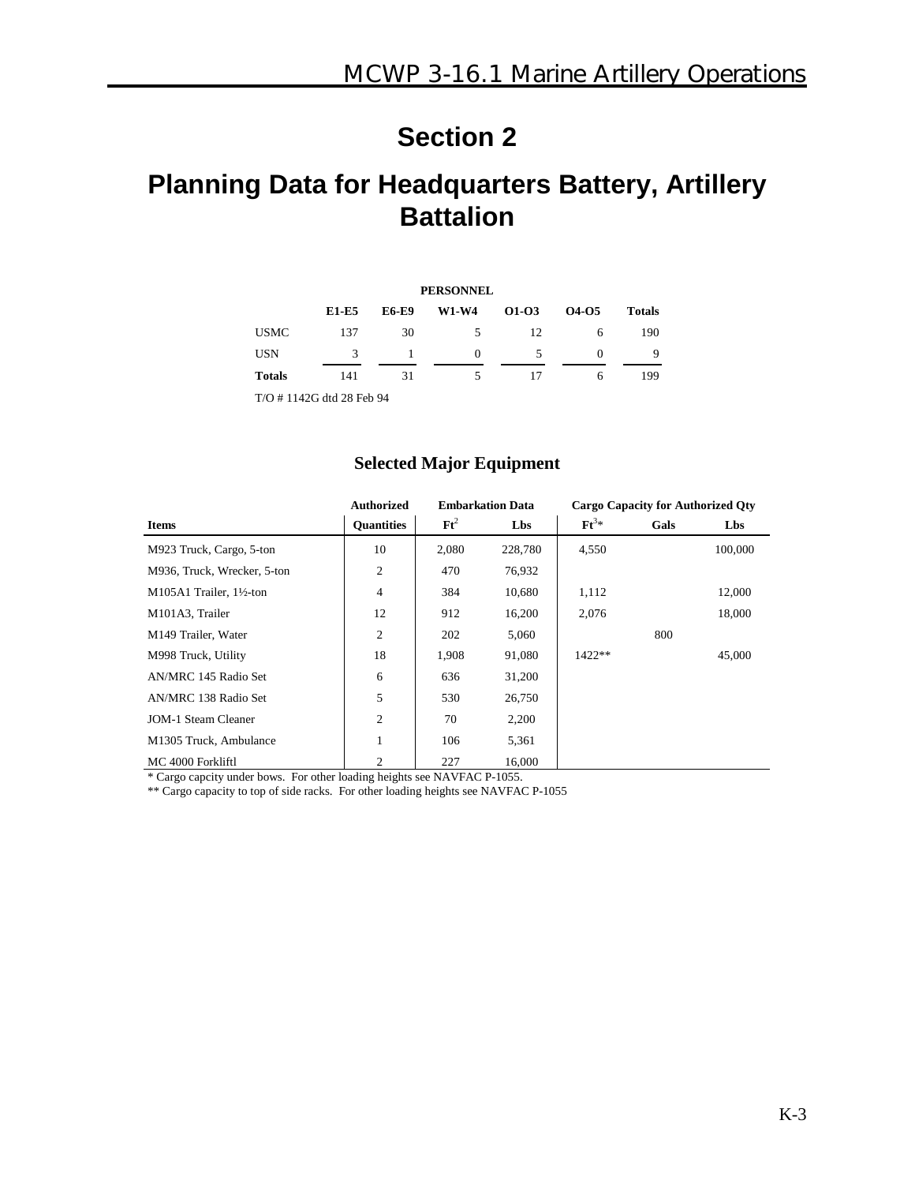# Section 2

# Planning Data for Headquarters Battery, Artillery Battalion

**PERSONNEL**

| | E1-E5 | E6-E9 | W1-W4 | O1-O3 | O4-O5 | Totals |
|---|---|---|---|---|---|---|
| USMC | 137 | 30 | 5 | 12 | 6 | 190 |
| USN | 3 | 1 | 0 | 5 | 0 | 9 |
| **Totals** | 141 | 31 | 5 | 17 | 6 | 199 |

T/O # 1142G dtd 28 Feb 94

## Selected Major Equipment

| | Authorized | Embarkation Data | | Cargo Capacity for Authorized Qty | | |
|---|---|---|---|---|---|---|
| **Items** | **Quantities** | **$Ft^2$** | **Lbs** | **$Ft^3$*** | **Gals** | **Lbs** |
| M923 Truck, Cargo, 5-ton | 10 | 2,080 | 228,780 | 4,550 | | 100,000 |
| M936, Truck, Wrecker, 5-ton | 2 | 470 | 76,932 | | | |
| M105A1 Trailer, 1½-ton | 4 | 384 | 10,680 | 1,112 | | 12,000 |
| M101A3, Trailer | 12 | 912 | 16,200 | 2,076 | | 18,000 |
| M149 Trailer, Water | 2 | 202 | 5,060 | | 800 | |
| M998 Truck, Utility | 18 | 1,908 | 91,080 | 1422** | | 45,000 |
| AN/MRC 145 Radio Set | 6 | 636 | 31,200 | | | |
| AN/MRC 138 Radio Set | 5 | 530 | 26,750 | | | |
| JOM-1 Steam Cleaner | 2 | 70 | 2,200 | | | |
| M1305 Truck, Ambulance | 1 | 106 | 5,361 | | | |
| MC 4000 Forkliftl | 2 | 227 | 16,000 | | | |

* Cargo capcity under bows. For other loading heights see NAVFAC P-1055.

** Cargo capacity to top of side racks. For other loading heights see NAVFAC P-1055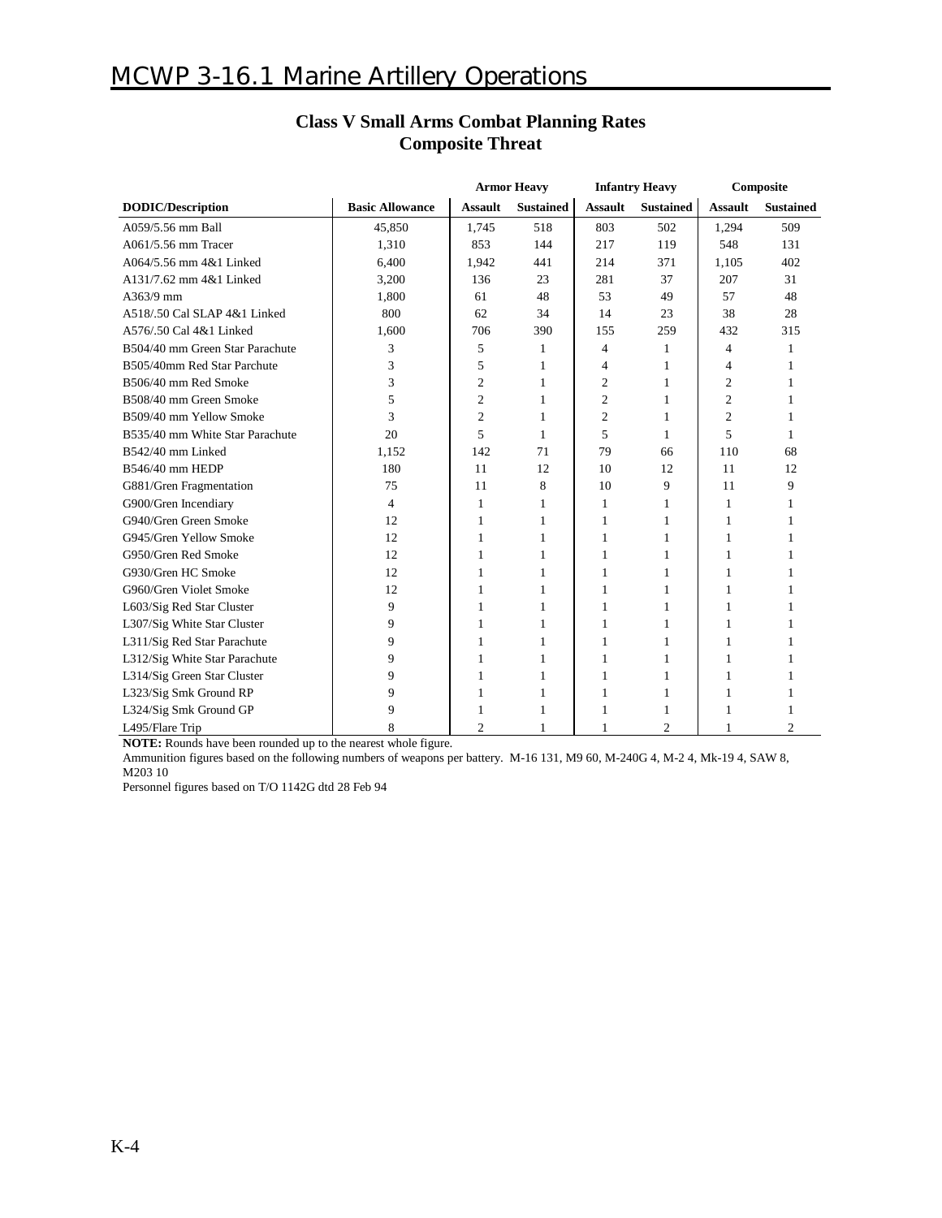## Class V Small Arms Combat Planning Rates
## Composite Threat

| | | Armor Heavy | | Infantry Heavy | | Composite | |
|---|---|---|---|---|---|---|---|
| **DODIC/Description** | **Basic Allowance** | **Assault** | **Sustained** | **Assault** | **Sustained** | **Assault** | **Sustained** |
| A059/5.56 mm Ball | 45,850 | 1,745 | 518 | 803 | 502 | 1,294 | 509 |
| A061/5.56 mm Tracer | 1,310 | 853 | 144 | 217 | 119 | 548 | 131 |
| A064/5.56 mm 4&1 Linked | 6,400 | 1,942 | 441 | 214 | 371 | 1,105 | 402 |
| A131/7.62 mm 4&1 Linked | 3,200 | 136 | 23 | 281 | 37 | 207 | 31 |
| A363/9 mm | 1,800 | 61 | 48 | 53 | 49 | 57 | 48 |
| A518/.50 Cal SLAP 4&1 Linked | 800 | 62 | 34 | 14 | 23 | 38 | 28 |
| A576/.50 Cal 4&1 Linked | 1,600 | 706 | 390 | 155 | 259 | 432 | 315 |
| B504/40 mm Green Star Parachute | 3 | 5 | 1 | 4 | 1 | 4 | 1 |
| B505/40mm Red Star Parchute | 3 | 5 | 1 | 4 | 1 | 4 | 1 |
| B506/40 mm Red Smoke | 3 | 2 | 1 | 2 | 1 | 2 | 1 |
| B508/40 mm Green Smoke | 5 | 2 | 1 | 2 | 1 | 2 | 1 |
| B509/40 mm Yellow Smoke | 3 | 2 | 1 | 2 | 1 | 2 | 1 |
| B535/40 mm White Star Parachute | 20 | 5 | 1 | 5 | 1 | 5 | 1 |
| B542/40 mm Linked | 1,152 | 142 | 71 | 79 | 66 | 110 | 68 |
| B546/40 mm HEDP | 180 | 11 | 12 | 10 | 12 | 11 | 12 |
| G881/Gren Fragmentation | 75 | 11 | 8 | 10 | 9 | 11 | 9 |
| G900/Gren Incendiary | 4 | 1 | 1 | 1 | 1 | 1 | 1 |
| G940/Gren Green Smoke | 12 | 1 | 1 | 1 | 1 | 1 | 1 |
| G945/Gren Yellow Smoke | 12 | 1 | 1 | 1 | 1 | 1 | 1 |
| G950/Gren Red Smoke | 12 | 1 | 1 | 1 | 1 | 1 | 1 |
| G930/Gren HC Smoke | 12 | 1 | 1 | 1 | 1 | 1 | 1 |
| G960/Gren Violet Smoke | 12 | 1 | 1 | 1 | 1 | 1 | 1 |
| L603/Sig Red Star Cluster | 9 | 1 | 1 | 1 | 1 | 1 | 1 |
| L307/Sig White Star Cluster | 9 | 1 | 1 | 1 | 1 | 1 | 1 |
| L311/Sig Red Star Parachute | 9 | 1 | 1 | 1 | 1 | 1 | 1 |
| L312/Sig White Star Parachute | 9 | 1 | 1 | 1 | 1 | 1 | 1 |
| L314/Sig Green Star Cluster | 9 | 1 | 1 | 1 | 1 | 1 | 1 |
| L323/Sig Smk Ground RP | 9 | 1 | 1 | 1 | 1 | 1 | 1 |
| L324/Sig Smk Ground GP | 9 | 1 | 1 | 1 | 1 | 1 | 1 |
| L495/Flare Trip | 8 | 2 | 1 | 1 | 2 | 1 | 2 |

**NOTE:** Rounds have been rounded up to the nearest whole figure.

Ammunition figures based on the following numbers of weapons per battery. M-16 131, M9 60, M-240G 4, M-2 4, Mk-19 4, SAW 8, M203 10

Personnel figures based on T/O 1142G dtd 28 Feb 94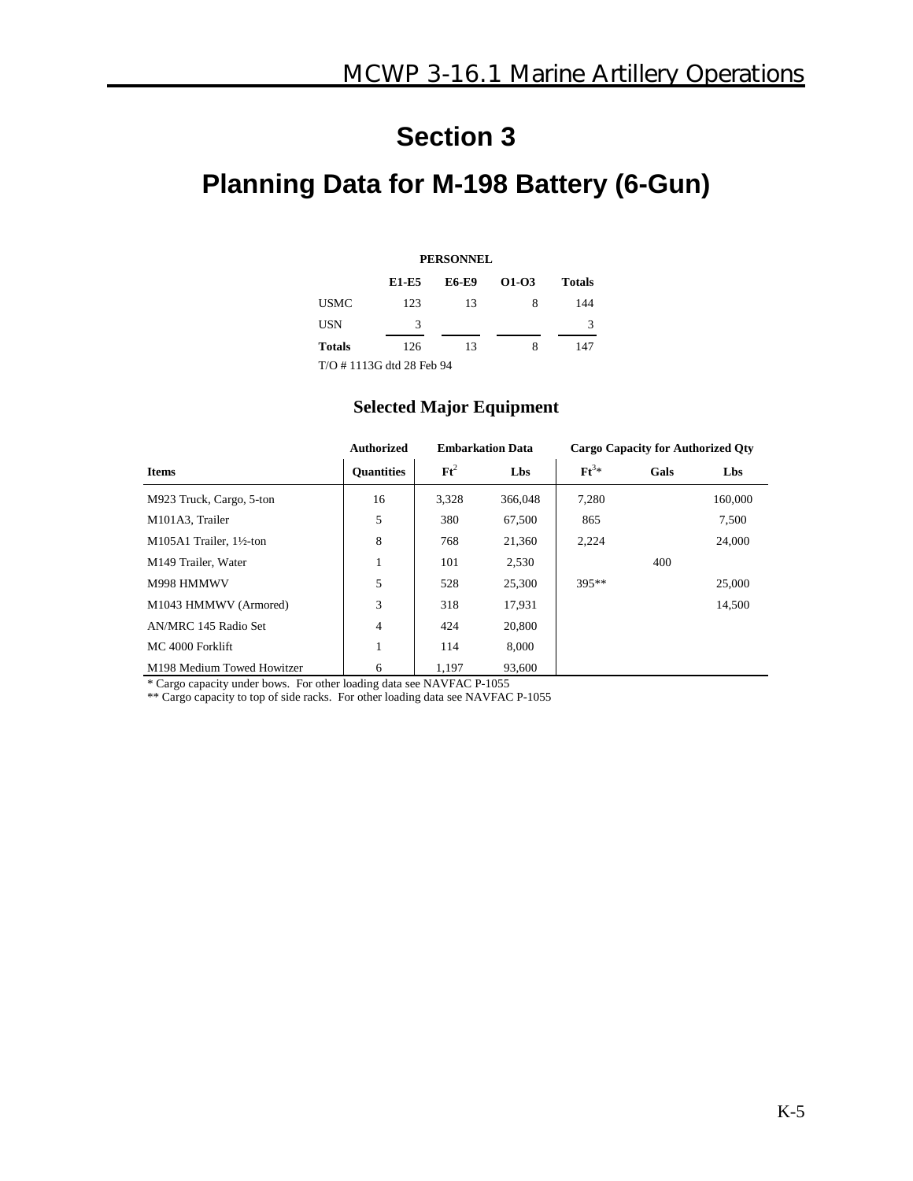# Section 3

# Planning Data for M-198 Battery (6-Gun)

**PERSONNEL**

| | E1-E5 | E6-E9 | O1-O3 | Totals |
|---|---|---|---|---|
| USMC | 123 | 13 | 8 | 144 |
| USN | 3 | | | 3 |
| **Totals** | 126 | 13 | 8 | 147 |

T/O # 1113G dtd 28 Feb 94

## Selected Major Equipment

| | Authorized | Embarkation Data | | Cargo Capacity for Authorized Qty | | |
|---|---|---|---|---|---|---|
| **Items** | **Quantities** | **$Ft^2$** | **Lbs** | **$Ft^3$*** | **Gals** | **Lbs** |
| M923 Truck, Cargo, 5-ton | 16 | 3,328 | 366,048 | 7,280 | | 160,000 |
| M101A3, Trailer | 5 | 380 | 67,500 | 865 | | 7,500 |
| M105A1 Trailer, 1½-ton | 8 | 768 | 21,360 | 2,224 | | 24,000 |
| M149 Trailer, Water | 1 | 101 | 2,530 | | 400 | |
| M998 HMMWV | 5 | 528 | 25,300 | 395** | | 25,000 |
| M1043 HMMWV (Armored) | 3 | 318 | 17,931 | | | 14,500 |
| AN/MRC 145 Radio Set | 4 | 424 | 20,800 | | | |
| MC 4000 Forklift | 1 | 114 | 8,000 | | | |
| M198 Medium Towed Howitzer | 6 | 1,197 | 93,600 | | | |

* Cargo capacity under bows. For other loading data see NAVFAC P-1055

** Cargo capacity to top of side racks. For other loading data see NAVFAC P-1055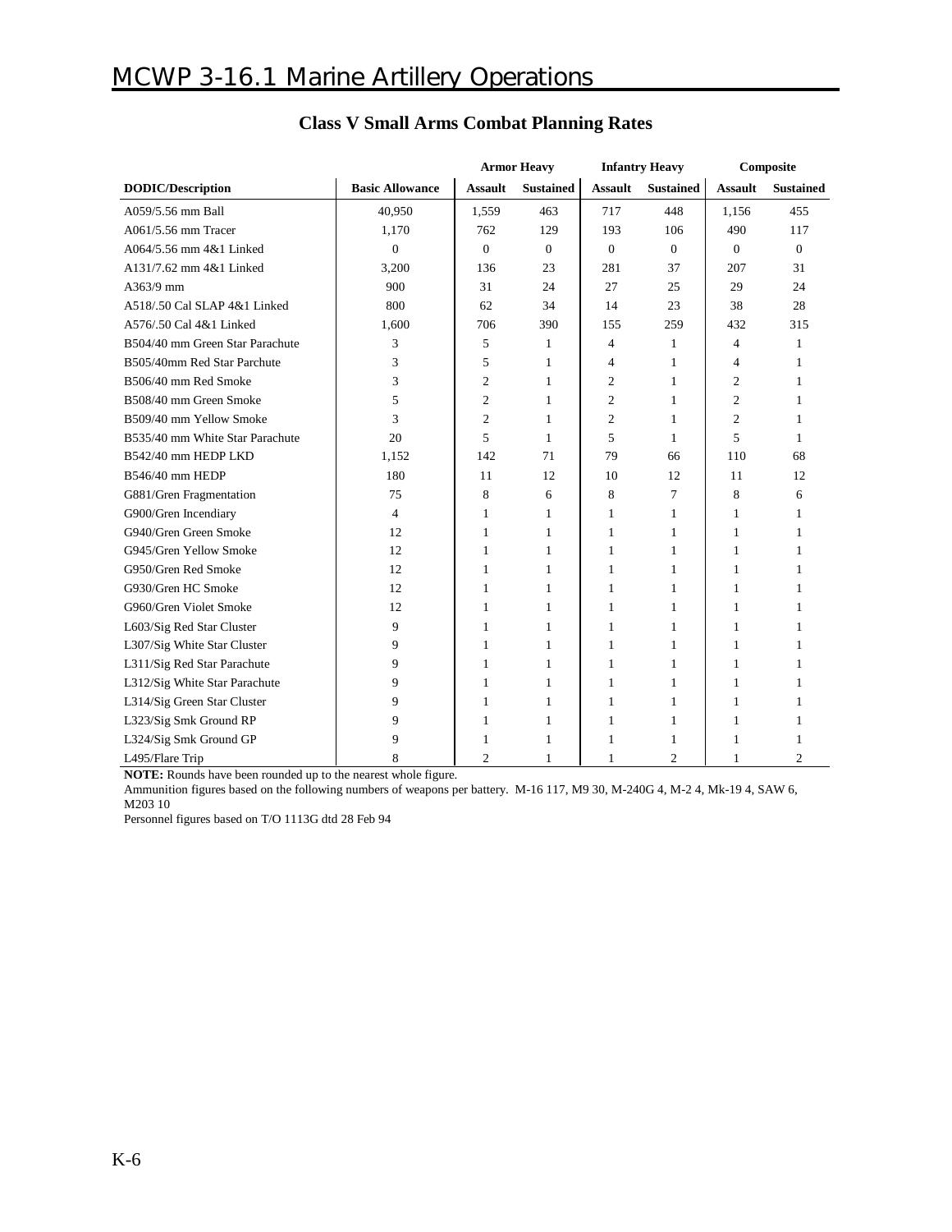## Class V Small Arms Combat Planning Rates

| DODIC/Description | Basic Allowance | Armor Heavy | | Infantry Heavy | | Composite | |
|---|---|---|---|---|---|---|---|
| | | Assault | Sustained | Assault | Sustained | Assault | Sustained |
| A059/5.56 mm Ball | 40,950 | 1,559 | 463 | 717 | 448 | 1,156 | 455 |
| A061/5.56 mm Tracer | 1,170 | 762 | 129 | 193 | 106 | 490 | 117 |
| A064/5.56 mm 4&1 Linked | 0 | 0 | 0 | 0 | 0 | 0 | 0 |
| A131/7.62 mm 4&1 Linked | 3,200 | 136 | 23 | 281 | 37 | 207 | 31 |
| A363/9 mm | 900 | 31 | 24 | 27 | 25 | 29 | 24 |
| A518/.50 Cal SLAP 4&1 Linked | 800 | 62 | 34 | 14 | 23 | 38 | 28 |
| A576/.50 Cal 4&1 Linked | 1,600 | 706 | 390 | 155 | 259 | 432 | 315 |
| B504/40 mm Green Star Parachute | 3 | 5 | 1 | 4 | 1 | 4 | 1 |
| B505/40mm Red Star Parchute | 3 | 5 | 1 | 4 | 1 | 4 | 1 |
| B506/40 mm Red Smoke | 3 | 2 | 1 | 2 | 1 | 2 | 1 |
| B508/40 mm Green Smoke | 5 | 2 | 1 | 2 | 1 | 2 | 1 |
| B509/40 mm Yellow Smoke | 3 | 2 | 1 | 2 | 1 | 2 | 1 |
| B535/40 mm White Star Parachute | 20 | 5 | 1 | 5 | 1 | 5 | 1 |
| B542/40 mm HEDP LKD | 1,152 | 142 | 71 | 79 | 66 | 110 | 68 |
| B546/40 mm HEDP | 180 | 11 | 12 | 10 | 12 | 11 | 12 |
| G881/Gren Fragmentation | 75 | 8 | 6 | 8 | 7 | 8 | 6 |
| G900/Gren Incendiary | 4 | 1 | 1 | 1 | 1 | 1 | 1 |
| G940/Gren Green Smoke | 12 | 1 | 1 | 1 | 1 | 1 | 1 |
| G945/Gren Yellow Smoke | 12 | 1 | 1 | 1 | 1 | 1 | 1 |
| G950/Gren Red Smoke | 12 | 1 | 1 | 1 | 1 | 1 | 1 |
| G930/Gren HC Smoke | 12 | 1 | 1 | 1 | 1 | 1 | 1 |
| G960/Gren Violet Smoke | 12 | 1 | 1 | 1 | 1 | 1 | 1 |
| L603/Sig Red Star Cluster | 9 | 1 | 1 | 1 | 1 | 1 | 1 |
| L307/Sig White Star Cluster | 9 | 1 | 1 | 1 | 1 | 1 | 1 |
| L311/Sig Red Star Parachute | 9 | 1 | 1 | 1 | 1 | 1 | 1 |
| L312/Sig White Star Parachute | 9 | 1 | 1 | 1 | 1 | 1 | 1 |
| L314/Sig Green Star Cluster | 9 | 1 | 1 | 1 | 1 | 1 | 1 |
| L323/Sig Smk Ground RP | 9 | 1 | 1 | 1 | 1 | 1 | 1 |
| L324/Sig Smk Ground GP | 9 | 1 | 1 | 1 | 1 | 1 | 1 |
| L495/Flare Trip | 8 | 2 | 1 | 1 | 2 | 1 | 2 |

**NOTE:** Rounds have been rounded up to the nearest whole figure.

Ammunition figures based on the following numbers of weapons per battery. M-16 117, M9 30, M-240G 4, M-2 4, Mk-19 4, SAW 6, M203 10

Personnel figures based on T/O 1113G dtd 28 Feb 94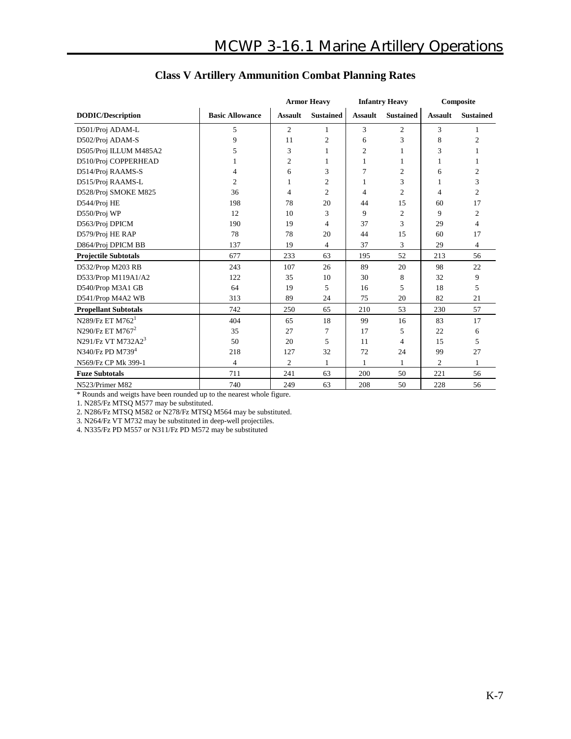## Class V Artillery Ammunition Combat Planning Rates

| | | Armor Heavy | | Infantry Heavy | | Composite | |
|---|---|---|---|---|---|---|---|
| **DODIC/Description** | **Basic Allowance** | **Assault** | **Sustained** | **Assault** | **Sustained** | **Assault** | **Sustained** |
| D501/Proj ADAM-L | 5 | 2 | 1 | 3 | 2 | 3 | 1 |
| D502/Proj ADAM-S | 9 | 11 | 2 | 6 | 3 | 8 | 2 |
| D505/Proj ILLUM M485A2 | 5 | 3 | 1 | 2 | 1 | 3 | 1 |
| D510/Proj COPPERHEAD | 1 | 2 | 1 | 1 | 1 | 1 | 1 |
| D514/Proj RAAMS-S | 4 | 6 | 3 | 7 | 2 | 6 | 2 |
| D515/Proj RAAMS-L | 2 | 1 | 2 | 1 | 3 | 1 | 3 |
| D528/Proj SMOKE M825 | 36 | 4 | 2 | 4 | 2 | 4 | 2 |
| D544/Proj HE | 198 | 78 | 20 | 44 | 15 | 60 | 17 |
| D550/Proj WP | 12 | 10 | 3 | 9 | 2 | 9 | 2 |
| D563/Proj DPICM | 190 | 19 | 4 | 37 | 3 | 29 | 4 |
| D579/Proj HE RAP | 78 | 78 | 20 | 44 | 15 | 60 | 17 |
| D864/Proj DPICM BB | 137 | 19 | 4 | 37 | 3 | 29 | 4 |
| **Projectile Subtotals** | 677 | 233 | 63 | 195 | 52 | 213 | 56 |
| D532/Prop M203 RB | 243 | 107 | 26 | 89 | 20 | 98 | 22 |
| D533/Prop M119A1/A2 | 122 | 35 | 10 | 30 | 8 | 32 | 9 |
| D540/Prop M3A1 GB | 64 | 19 | 5 | 16 | 5 | 18 | 5 |
| D541/Prop M4A2 WB | 313 | 89 | 24 | 75 | 20 | 82 | 21 |
| **Propellant Subtotals** | 742 | 250 | 65 | 210 | 53 | 230 | 57 |
| N289/Fz ET M762[1] | 404 | 65 | 18 | 99 | 16 | 83 | 17 |
| N290/Fz ET M767[2] | 35 | 27 | 7 | 17 | 5 | 22 | 6 |
| N291/Fz VT M732A2[3] | 50 | 20 | 5 | 11 | 4 | 15 | 5 |
| N340/Fz PD M739[4] | 218 | 127 | 32 | 72 | 24 | 99 | 27 |
| N569/Fz CP Mk 399-1 | 4 | 2 | 1 | 1 | 1 | 2 | 1 |
| **Fuze Subtotals** | 711 | 241 | 63 | 200 | 50 | 221 | 56 |
| N523/Primer M82 | 740 | 249 | 63 | 208 | 50 | 228 | 56 |

* Rounds and weigts have been rounded up to the nearest whole figure.

1. N285/Fz MTSQ M577 may be substituted.
2. N286/Fz MTSQ M582 or N278/Fz MTSQ M564 may be substituted.
3. N264/Fz VT M732 may be substituted in deep-well projectiles.
4. N335/Fz PD M557 or N311/Fz PD M572 may be substituted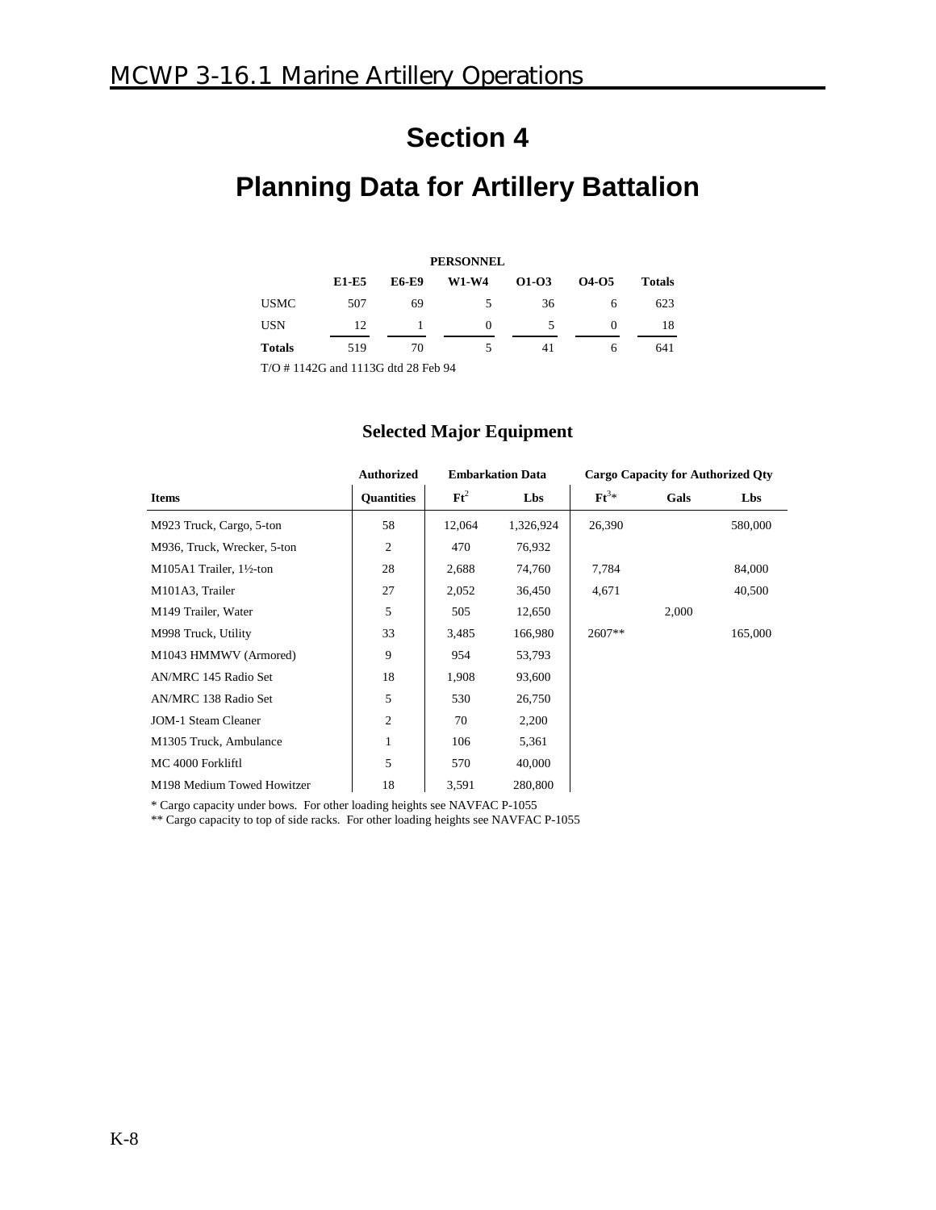# Section 4

# Planning Data for Artillery Battalion

**PERSONNEL**

| | E1-E5 | E6-E9 | W1-W4 | O1-O3 | O4-O5 | Totals |
|---|---|---|---|---|---|---|
| USMC | 507 | 69 | 5 | 36 | 6 | 623 |
| USN | 12 | 1 | 0 | 5 | 0 | 18 |
| **Totals** | 519 | 70 | 5 | 41 | 6 | 641 |

T/O # 1142G and 1113G dtd 28 Feb 94

## Selected Major Equipment

| | Authorized | Embarkation Data | | Cargo Capacity for Authorized Qty | | |
|---|---|---|---|---|---|---|
| **Items** | **Quantities** | **$Ft^2$** | **Lbs** | **$Ft^3$*** | **Gals** | **Lbs** |
| M923 Truck, Cargo, 5-ton | 58 | 12,064 | 1,326,924 | 26,390 | | 580,000 |
| M936, Truck, Wrecker, 5-ton | 2 | 470 | 76,932 | | | |
| M105A1 Trailer, 1½-ton | 28 | 2,688 | 74,760 | 7,784 | | 84,000 |
| M101A3, Trailer | 27 | 2,052 | 36,450 | 4,671 | | 40,500 |
| M149 Trailer, Water | 5 | 505 | 12,650 | | 2,000 | |
| M998 Truck, Utility | 33 | 3,485 | 166,980 | 2607** | | 165,000 |
| M1043 HMMWV (Armored) | 9 | 954 | 53,793 | | | |
| AN/MRC 145 Radio Set | 18 | 1,908 | 93,600 | | | |
| AN/MRC 138 Radio Set | 5 | 530 | 26,750 | | | |
| JOM-1 Steam Cleaner | 2 | 70 | 2,200 | | | |
| M1305 Truck, Ambulance | 1 | 106 | 5,361 | | | |
| MC 4000 Forkliftl | 5 | 570 | 40,000 | | | |
| M198 Medium Towed Howitzer | 18 | 3,591 | 280,800 | | | |

\* Cargo capacity under bows. For other loading heights see NAVFAC P-1055

\** Cargo capacity to top of side racks. For other loading heights see NAVFAC P-1055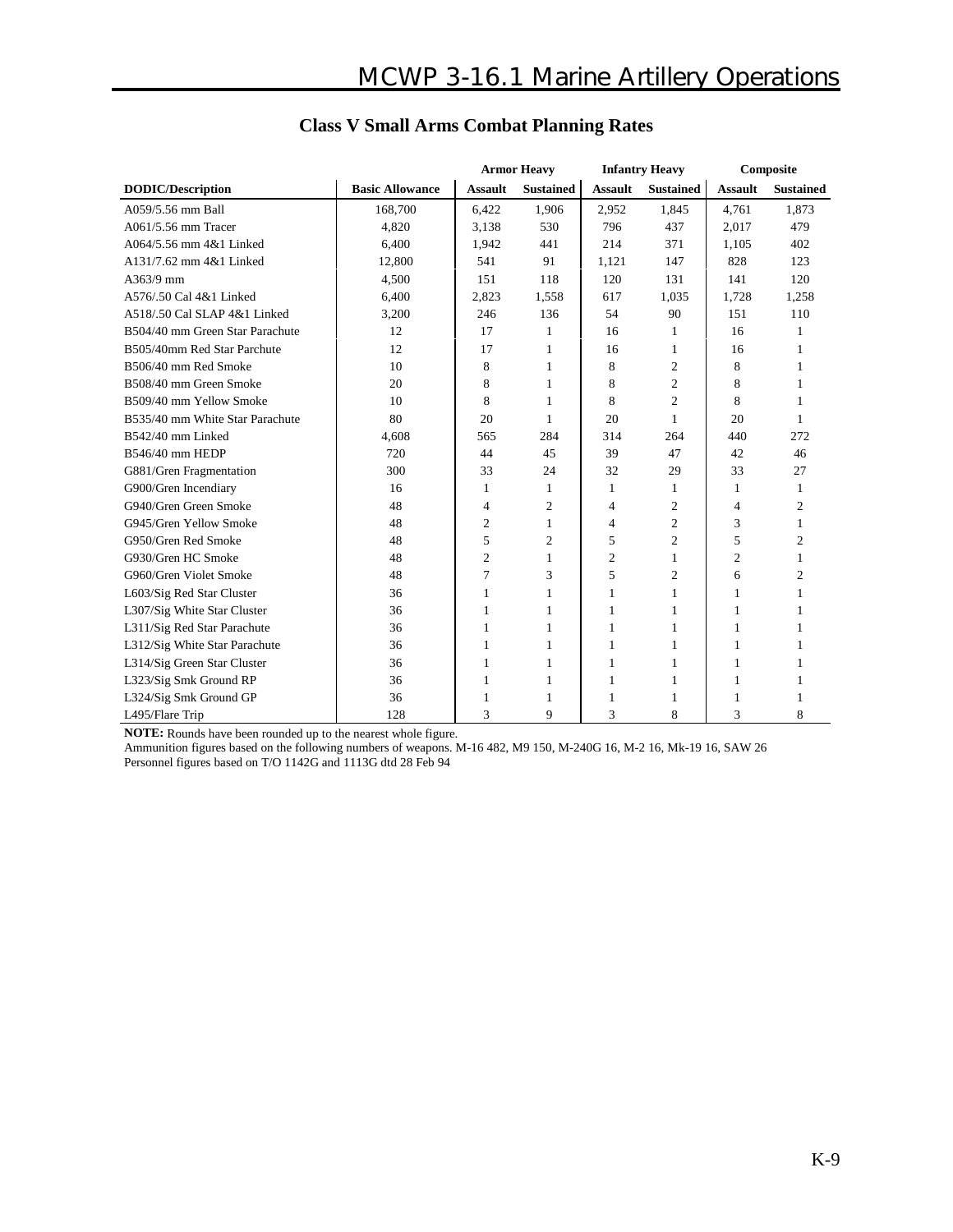## Class V Small Arms Combat Planning Rates

| | | Armor Heavy | | Infantry Heavy | | Composite | |
|---|---|---|---|---|---|---|---|
| **DODIC/Description** | **Basic Allowance** | **Assault** | **Sustained** | **Assault** | **Sustained** | **Assault** | **Sustained** |
| A059/5.56 mm Ball | 168,700 | 6,422 | 1,906 | 2,952 | 1,845 | 4,761 | 1,873 |
| A061/5.56 mm Tracer | 4,820 | 3,138 | 530 | 796 | 437 | 2,017 | 479 |
| A064/5.56 mm 4&1 Linked | 6,400 | 1,942 | 441 | 214 | 371 | 1,105 | 402 |
| A131/7.62 mm 4&1 Linked | 12,800 | 541 | 91 | 1,121 | 147 | 828 | 123 |
| A363/9 mm | 4,500 | 151 | 118 | 120 | 131 | 141 | 120 |
| A576/.50 Cal 4&1 Linked | 6,400 | 2,823 | 1,558 | 617 | 1,035 | 1,728 | 1,258 |
| A518/.50 Cal SLAP 4&1 Linked | 3,200 | 246 | 136 | 54 | 90 | 151 | 110 |
| B504/40 mm Green Star Parachute | 12 | 17 | 1 | 16 | 1 | 16 | 1 |
| B505/40mm Red Star Parchute | 12 | 17 | 1 | 16 | 1 | 16 | 1 |
| B506/40 mm Red Smoke | 10 | 8 | 1 | 8 | 2 | 8 | 1 |
| B508/40 mm Green Smoke | 20 | 8 | 1 | 8 | 2 | 8 | 1 |
| B509/40 mm Yellow Smoke | 10 | 8 | 1 | 8 | 2 | 8 | 1 |
| B535/40 mm White Star Parachute | 80 | 20 | 1 | 20 | 1 | 20 | 1 |
| B542/40 mm Linked | 4,608 | 565 | 284 | 314 | 264 | 440 | 272 |
| B546/40 mm HEDP | 720 | 44 | 45 | 39 | 47 | 42 | 46 |
| G881/Gren Fragmentation | 300 | 33 | 24 | 32 | 29 | 33 | 27 |
| G900/Gren Incendiary | 16 | 1 | 1 | 1 | 1 | 1 | 1 |
| G940/Gren Green Smoke | 48 | 4 | 2 | 4 | 2 | 4 | 2 |
| G945/Gren Yellow Smoke | 48 | 2 | 1 | 4 | 2 | 3 | 1 |
| G950/Gren Red Smoke | 48 | 5 | 2 | 5 | 2 | 5 | 2 |
| G930/Gren HC Smoke | 48 | 2 | 1 | 2 | 1 | 2 | 1 |
| G960/Gren Violet Smoke | 48 | 7 | 3 | 5 | 2 | 6 | 2 |
| L603/Sig Red Star Cluster | 36 | 1 | 1 | 1 | 1 | 1 | 1 |
| L307/Sig White Star Cluster | 36 | 1 | 1 | 1 | 1 | 1 | 1 |
| L311/Sig Red Star Parachute | 36 | 1 | 1 | 1 | 1 | 1 | 1 |
| L312/Sig White Star Parachute | 36 | 1 | 1 | 1 | 1 | 1 | 1 |
| L314/Sig Green Star Cluster | 36 | 1 | 1 | 1 | 1 | 1 | 1 |
| L323/Sig Smk Ground RP | 36 | 1 | 1 | 1 | 1 | 1 | 1 |
| L324/Sig Smk Ground GP | 36 | 1 | 1 | 1 | 1 | 1 | 1 |
| L495/Flare Trip | 128 | 3 | 9 | 3 | 8 | 3 | 8 |

**NOTE:** Rounds have been rounded up to the nearest whole figure.
Ammunition figures based on the following numbers of weapons. M-16 482, M9 150, M-240G 16, M-2 16, Mk-19 16, SAW 26
Personnel figures based on T/O 1142G and 1113G dtd 28 Feb 94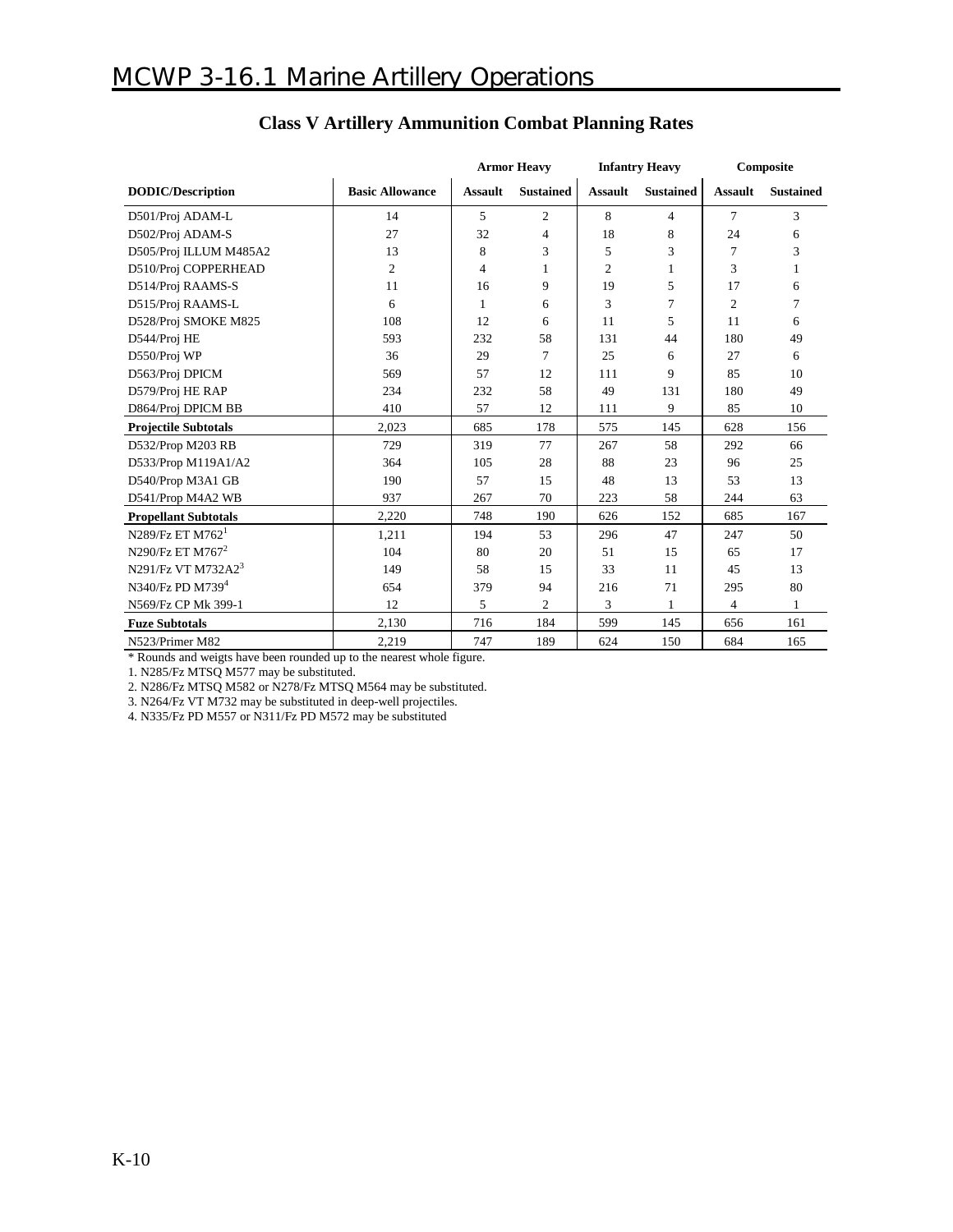## Class V Artillery Ammunition Combat Planning Rates

| | | Armor Heavy | | Infantry Heavy | | Composite | |
|---|---|---|---|---|---|---|---|
| **DODIC/Description** | **Basic Allowance** | **Assault** | **Sustained** | **Assault** | **Sustained** | **Assault** | **Sustained** |
| D501/Proj ADAM-L | 14 | 5 | 2 | 8 | 4 | 7 | 3 |
| D502/Proj ADAM-S | 27 | 32 | 4 | 18 | 8 | 24 | 6 |
| D505/Proj ILLUM M485A2 | 13 | 8 | 3 | 5 | 3 | 7 | 3 |
| D510/Proj COPPERHEAD | 2 | 4 | 1 | 2 | 1 | 3 | 1 |
| D514/Proj RAAMS-S | 11 | 16 | 9 | 19 | 5 | 17 | 6 |
| D515/Proj RAAMS-L | 6 | 1 | 6 | 3 | 7 | 2 | 7 |
| D528/Proj SMOKE M825 | 108 | 12 | 6 | 11 | 5 | 11 | 6 |
| D544/Proj HE | 593 | 232 | 58 | 131 | 44 | 180 | 49 |
| D550/Proj WP | 36 | 29 | 7 | 25 | 6 | 27 | 6 |
| D563/Proj DPICM | 569 | 57 | 12 | 111 | 9 | 85 | 10 |
| D579/Proj HE RAP | 234 | 232 | 58 | 49 | 131 | 180 | 49 |
| D864/Proj DPICM BB | 410 | 57 | 12 | 111 | 9 | 85 | 10 |
| **Projectile Subtotals** | 2,023 | 685 | 178 | 575 | 145 | 628 | 156 |
| D532/Prop M203 RB | 729 | 319 | 77 | 267 | 58 | 292 | 66 |
| D533/Prop M119A1/A2 | 364 | 105 | 28 | 88 | 23 | 96 | 25 |
| D540/Prop M3A1 GB | 190 | 57 | 15 | 48 | 13 | 53 | 13 |
| D541/Prop M4A2 WB | 937 | 267 | 70 | 223 | 58 | 244 | 63 |
| **Propellant Subtotals** | 2,220 | 748 | 190 | 626 | 152 | 685 | 167 |
| N289/Fz ET M762[1] | 1,211 | 194 | 53 | 296 | 47 | 247 | 50 |
| N290/Fz ET M767[2] | 104 | 80 | 20 | 51 | 15 | 65 | 17 |
| N291/Fz VT M732A2[3] | 149 | 58 | 15 | 33 | 11 | 45 | 13 |
| N340/Fz PD M739[4] | 654 | 379 | 94 | 216 | 71 | 295 | 80 |
| N569/Fz CP Mk 399-1 | 12 | 5 | 2 | 3 | 1 | 4 | 1 |
| **Fuze Subtotals** | 2,130 | 716 | 184 | 599 | 145 | 656 | 161 |
| N523/Primer M82 | 2,219 | 747 | 189 | 624 | 150 | 684 | 165 |

* Rounds and weigts have been rounded up to the nearest whole figure.

1. N285/Fz MTSQ M577 may be substituted.
2. N286/Fz MTSQ M582 or N278/Fz MTSQ M564 may be substituted.
3. N264/Fz VT M732 may be substituted in deep-well projectiles.
4. N335/Fz PD M557 or N311/Fz PD M572 may be substituted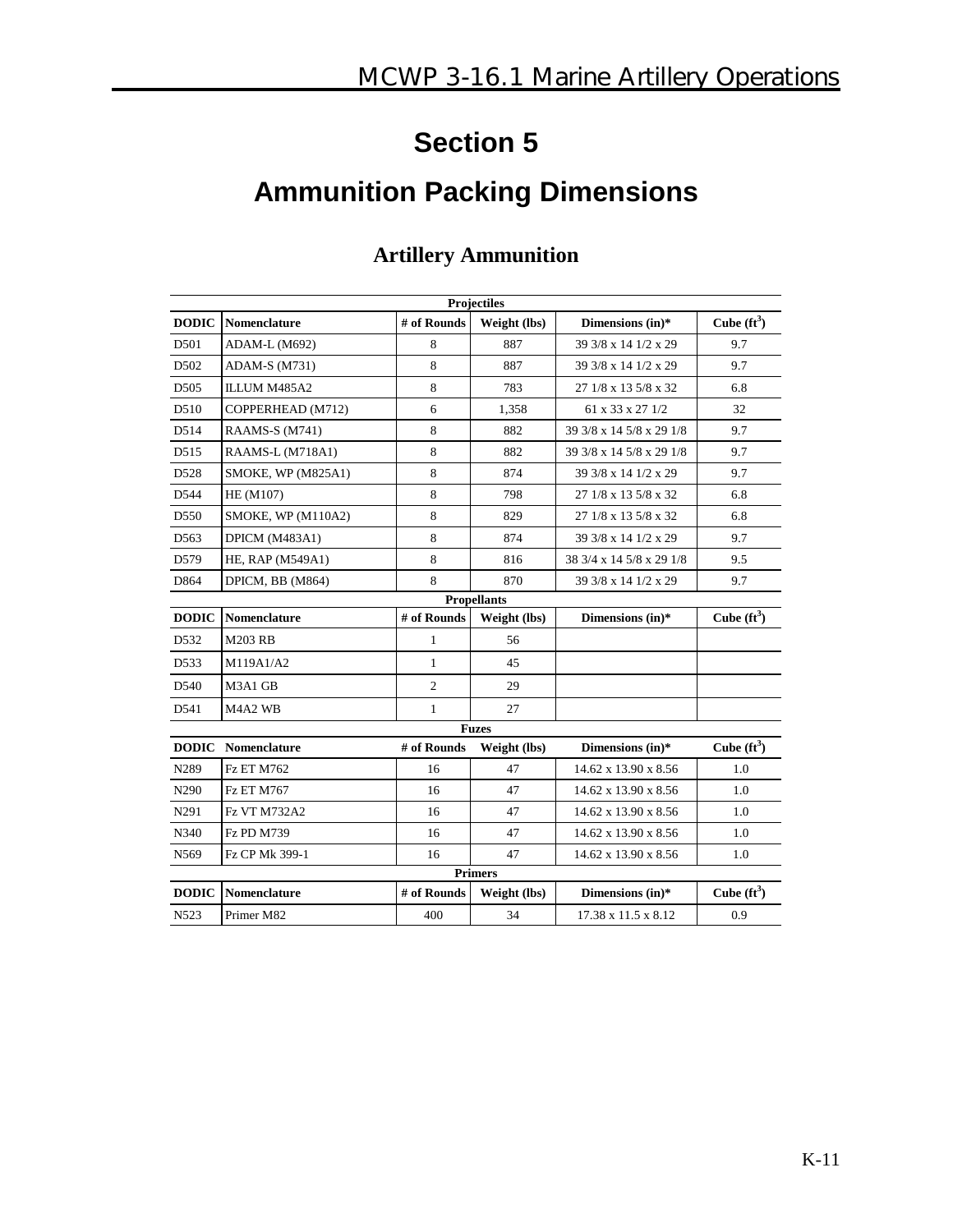# Section 5

# Ammunition Packing Dimensions

## Artillery Ammunition

| Projectiles | | | | | |
|---|---|---|---|---|---|
| **DODIC** | **Nomenclature** | **# of Rounds** | **Weight (lbs)** | **Dimensions (in)*** | **Cube ($ft^3$)** |
| D501 | ADAM-L (M692) | 8 | 887 | 39 3/8 x 14 1/2 x 29 | 9.7 |
| D502 | ADAM-S (M731) | 8 | 887 | 39 3/8 x 14 1/2 x 29 | 9.7 |
| D505 | ILLUM M485A2 | 8 | 783 | 27 1/8 x 13 5/8 x 32 | 6.8 |
| D510 | COPPERHEAD (M712) | 6 | 1,358 | 61 x 33 x 27 1/2 | 32 |
| D514 | RAAMS-S (M741) | 8 | 882 | 39 3/8 x 14 5/8 x 29 1/8 | 9.7 |
| D515 | RAAMS-L (M718A1) | 8 | 882 | 39 3/8 x 14 5/8 x 29 1/8 | 9.7 |
| D528 | SMOKE, WP (M825A1) | 8 | 874 | 39 3/8 x 14 1/2 x 29 | 9.7 |
| D544 | HE (M107) | 8 | 798 | 27 1/8 x 13 5/8 x 32 | 6.8 |
| D550 | SMOKE, WP (M110A2) | 8 | 829 | 27 1/8 x 13 5/8 x 32 | 6.8 |
| D563 | DPICM (M483A1) | 8 | 874 | 39 3/8 x 14 1/2 x 29 | 9.7 |
| D579 | HE, RAP (M549A1) | 8 | 816 | 38 3/4 x 14 5/8 x 29 1/8 | 9.5 |
| D864 | DPICM, BB (M864) | 8 | 870 | 39 3/8 x 14 1/2 x 29 | 9.7 |

| Propellants | | | | | |
|---|---|---|---|---|---|
| **DODIC** | **Nomenclature** | **# of Rounds** | **Weight (lbs)** | **Dimensions (in)*** | **Cube ($ft^3$)** |
| D532 | M203 RB | 1 | 56 | | |
| D533 | M119A1/A2 | 1 | 45 | | |
| D540 | M3A1 GB | 2 | 29 | | |
| D541 | M4A2 WB | 1 | 27 | | |

| Fuzes | | | | | |
|---|---|---|---|---|---|
| **DODIC** | **Nomenclature** | **# of Rounds** | **Weight (lbs)** | **Dimensions (in)*** | **Cube ($ft^3$)** |
| N289 | Fz ET M762 | 16 | 47 | 14.62 x 13.90 x 8.56 | 1.0 |
| N290 | Fz ET M767 | 16 | 47 | 14.62 x 13.90 x 8.56 | 1.0 |
| N291 | Fz VT M732A2 | 16 | 47 | 14.62 x 13.90 x 8.56 | 1.0 |
| N340 | Fz PD M739 | 16 | 47 | 14.62 x 13.90 x 8.56 | 1.0 |
| N569 | Fz CP Mk 399-1 | 16 | 47 | 14.62 x 13.90 x 8.56 | 1.0 |

| Primers | | | | | |
|---|---|---|---|---|---|
| **DODIC** | **Nomenclature** | **# of Rounds** | **Weight (lbs)** | **Dimensions (in)*** | **Cube ($ft^3$)** |
| N523 | Primer M82 | 400 | 34 | 17.38 x 11.5 x 8.12 | 0.9 |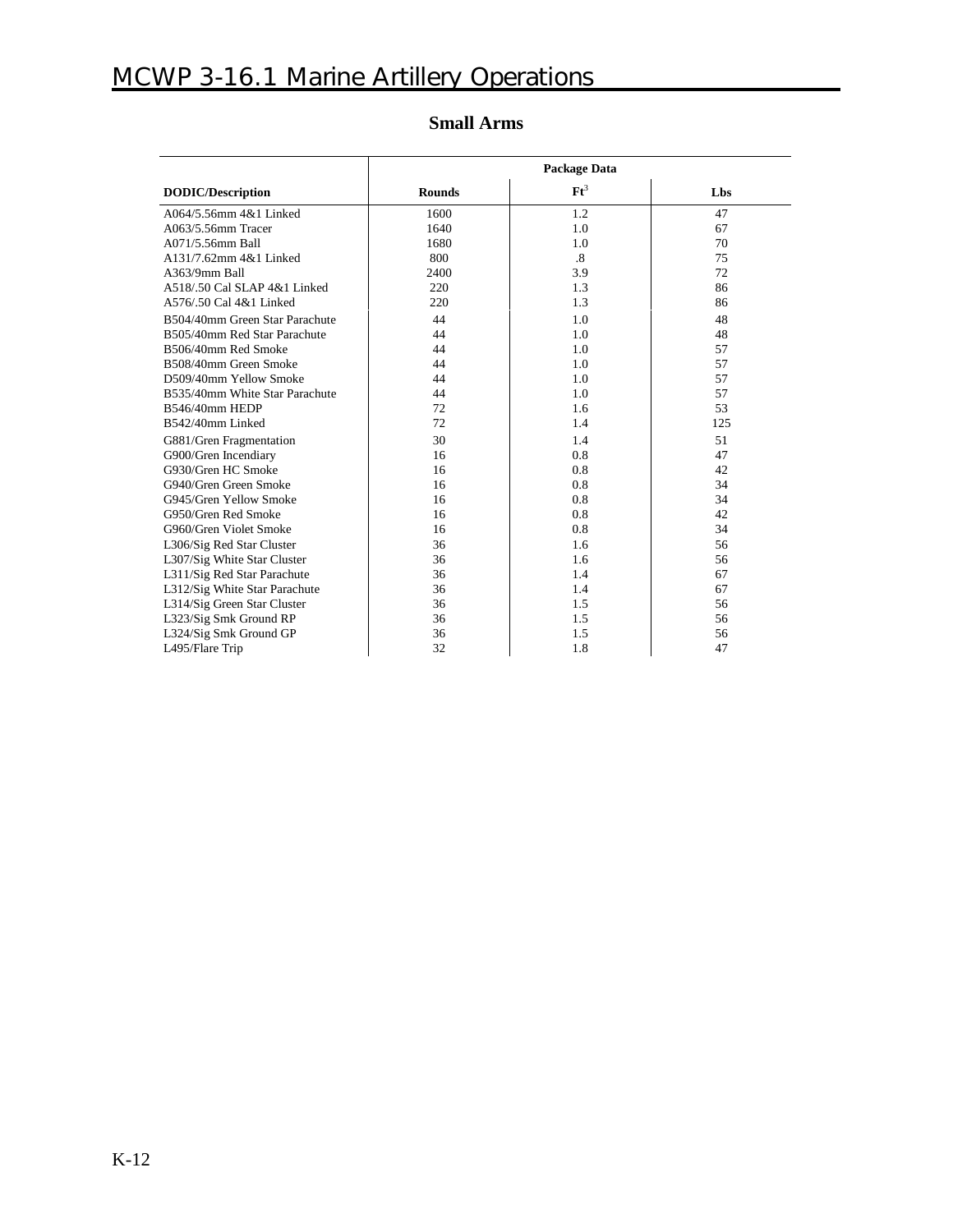## Small Arms

| | Package Data | | |
|---|---|---|---|
| **DODIC/Description** | **Rounds** | **$Ft^3$** | **Lbs** |
| A064/5.56mm 4&1 Linked | 1600 | 1.2 | 47 |
| A063/5.56mm Tracer | 1640 | 1.0 | 67 |
| A071/5.56mm Ball | 1680 | 1.0 | 70 |
| A131/7.62mm 4&1 Linked | 800 | .8 | 75 |
| A363/9mm Ball | 2400 | 3.9 | 72 |
| A518/.50 Cal SLAP 4&1 Linked | 220 | 1.3 | 86 |
| A576/.50 Cal 4&1 Linked | 220 | 1.3 | 86 |
| B504/40mm Green Star Parachute | 44 | 1.0 | 48 |
| B505/40mm Red Star Parachute | 44 | 1.0 | 48 |
| B506/40mm Red Smoke | 44 | 1.0 | 57 |
| B508/40mm Green Smoke | 44 | 1.0 | 57 |
| D509/40mm Yellow Smoke | 44 | 1.0 | 57 |
| B535/40mm White Star Parachute | 44 | 1.0 | 57 |
| B546/40mm HEDP | 72 | 1.6 | 53 |
| B542/40mm Linked | 72 | 1.4 | 125 |
| G881/Gren Fragmentation | 30 | 1.4 | 51 |
| G900/Gren Incendiary | 16 | 0.8 | 47 |
| G930/Gren HC Smoke | 16 | 0.8 | 42 |
| G940/Gren Green Smoke | 16 | 0.8 | 34 |
| G945/Gren Yellow Smoke | 16 | 0.8 | 34 |
| G950/Gren Red Smoke | 16 | 0.8 | 42 |
| G960/Gren Violet Smoke | 16 | 0.8 | 34 |
| L306/Sig Red Star Cluster | 36 | 1.6 | 56 |
| L307/Sig White Star Cluster | 36 | 1.6 | 56 |
| L311/Sig Red Star Parachute | 36 | 1.4 | 67 |
| L312/Sig White Star Parachute | 36 | 1.4 | 67 |
| L314/Sig Green Star Cluster | 36 | 1.5 | 56 |
| L323/Sig Smk Ground RP | 36 | 1.5 | 56 |
| L324/Sig Smk Ground GP | 36 | 1.5 | 56 |
| L495/Flare Trip | 32 | 1.8 | 47 |